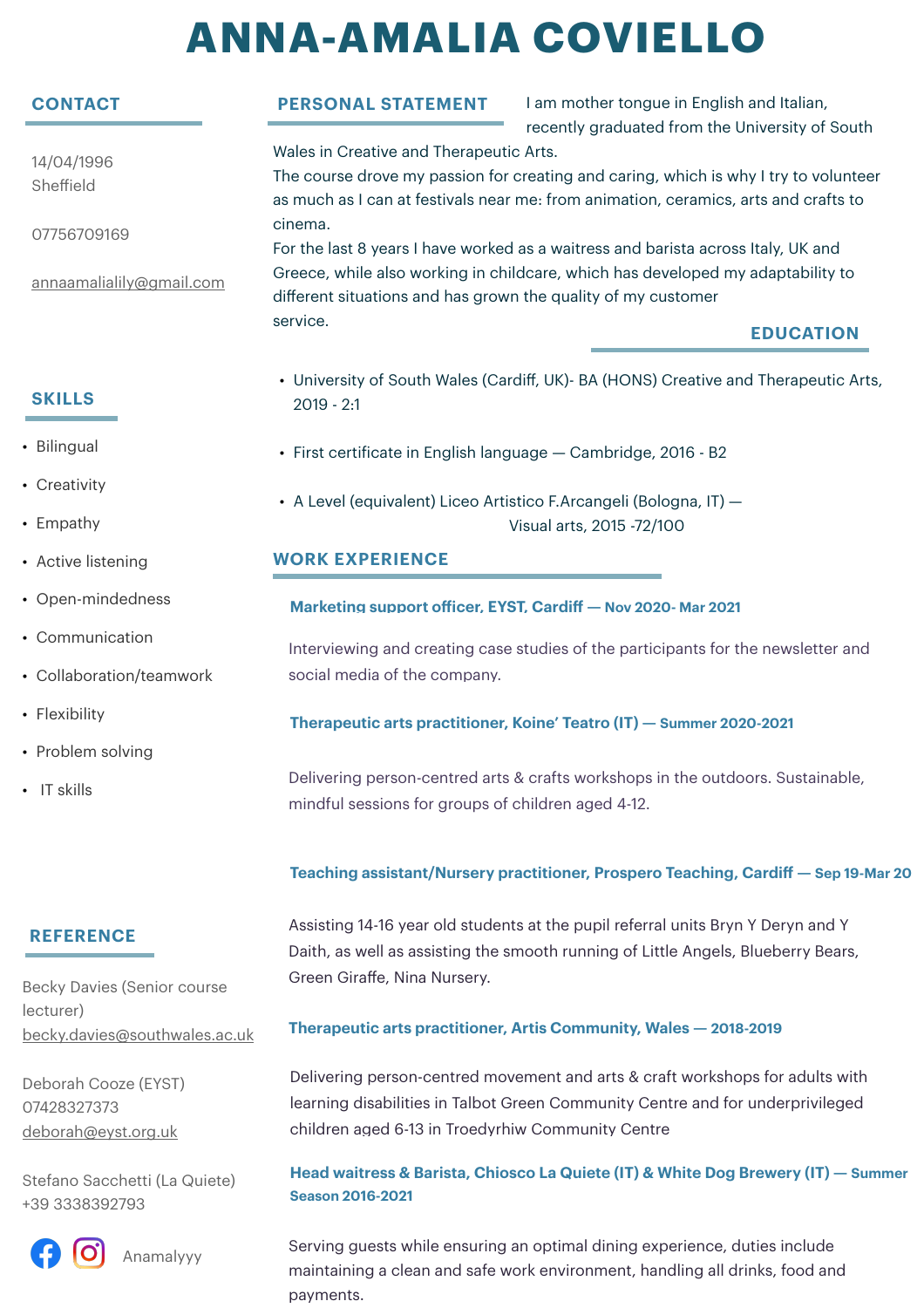# ANNA-AMALIA COVIELLO

## CONTACT

14/04/1996
Sheffield

07756709169

annaamalialily@gmail.com

## SKILLS

- Bilingual
- Creativity
- Empathy
- Active listening
- Open-mindedness
- Communication
- Collaboration/teamwork
- Flexibility
- Problem solving
- IT skills

## REFERENCE

Becky Davies (Senior course lecturer)
becky.davies@southwales.ac.uk

Deborah Cooze (EYST)
07428327373
deborah@eyst.org.uk

Stefano Sacchetti (La Quiete)
+39 3338392793

Anamalyyy

## PERSONAL STATEMENT

I am mother tongue in English and Italian, recently graduated from the University of South Wales in Creative and Therapeutic Arts.
The course drove my passion for creating and caring, which is why I try to volunteer as much as I can at festivals near me: from animation, ceramics, arts and crafts to cinema.
For the last 8 years I have worked as a waitress and barista across Italy, UK and Greece, while also working in childcare, which has developed my adaptability to different situations and has grown the quality of my customer service.

## EDUCATION

- University of South Wales (Cardiff, UK)- BA (HONS) Creative and Therapeutic Arts, 2019 - 2:1
- First certificate in English language — Cambridge, 2016 - B2
- A Level (equivalent) Liceo Artistico F.Arcangeli (Bologna, IT) — Visual arts, 2015 -72/100

## WORK EXPERIENCE

### Marketing support officer, EYST, Cardiff — Nov 2020- Mar 2021

Interviewing and creating case studies of the participants for the newsletter and social media of the company.

### Therapeutic arts practitioner, Koine' Teatro (IT) — Summer 2020-2021

Delivering person-centred arts & crafts workshops in the outdoors. Sustainable, mindful sessions for groups of children aged 4-12.

### Teaching assistant/Nursery practitioner, Prospero Teaching, Cardiff — Sep 19-Mar 20

Assisting 14-16 year old students at the pupil referral units Bryn Y Deryn and Y Daith, as well as assisting the smooth running of Little Angels, Blueberry Bears, Green Giraffe, Nina Nursery.

### Therapeutic arts practitioner, Artis Community, Wales — 2018-2019

Delivering person-centred movement and arts & craft workshops for adults with learning disabilities in Talbot Green Community Centre and for underprivileged children aged 6-13 in Troedyrhiw Community Centre

### Head waitress & Barista, Chiosco La Quiete (IT) & White Dog Brewery (IT) — Summer Season 2016-2021

Serving guests while ensuring an optimal dining experience, duties include maintaining a clean and safe work environment, handling all drinks, food and payments.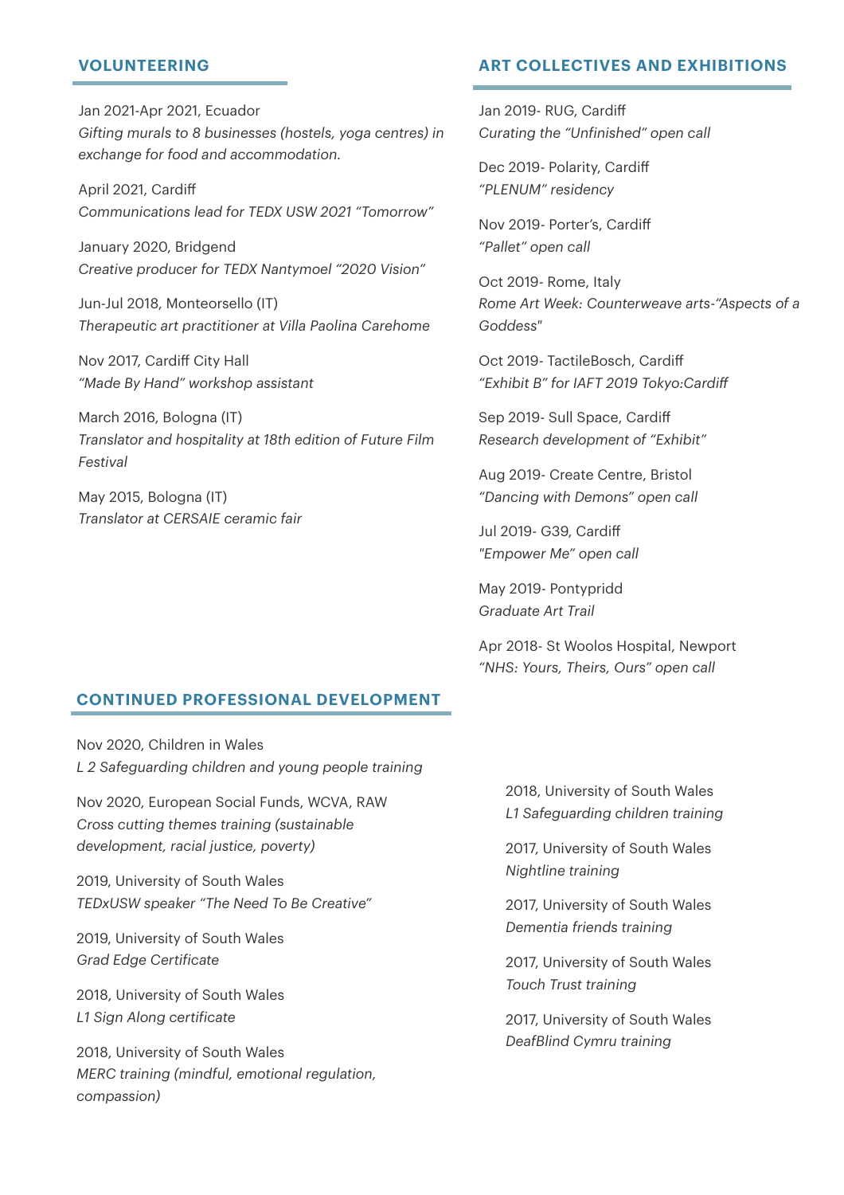## VOLUNTEERING

Jan 2021-Apr 2021, Ecuador
*Gifting murals to 8 businesses (hostels, yoga centres) in exchange for food and accommodation.*

April 2021, Cardiff
*Communications lead for TEDX USW 2021 "Tomorrow"*

January 2020, Bridgend
*Creative producer for TEDX Nantymoel "2020 Vision"*

Jun-Jul 2018, Monteorsello (IT)
*Therapeutic art practitioner at Villa Paolina Carehome*

Nov 2017, Cardiff City Hall
*"Made By Hand" workshop assistant*

March 2016, Bologna (IT)
*Translator and hospitality at 18th edition of Future Film Festival*

May 2015, Bologna (IT)
*Translator at CERSAIE ceramic fair*

## ART COLLECTIVES AND EXHIBITIONS

Jan 2019- RUG, Cardiff
*Curating the "Unfinished" open call*

Dec 2019- Polarity, Cardiff
*"PLENUM" residency*

Nov 2019- Porter's, Cardiff
*"Pallet" open call*

Oct 2019- Rome, Italy
*Rome Art Week: Counterweave arts-"Aspects of a Goddess"*

Oct 2019- TactileBosch, Cardiff
*"Exhibit B" for IAFT 2019 Tokyo:Cardiff*

Sep 2019- Sull Space, Cardiff
*Research development of "Exhibit"*

Aug 2019- Create Centre, Bristol
*"Dancing with Demons" open call*

Jul 2019- G39, Cardiff
*"Empower Me" open call*

May 2019- Pontypridd
*Graduate Art Trail*

Apr 2018- St Woolos Hospital, Newport
*"NHS: Yours, Theirs, Ours" open call*

## CONTINUED PROFESSIONAL DEVELOPMENT

Nov 2020, Children in Wales
*L 2 Safeguarding children and young people training*

Nov 2020, European Social Funds, WCVA, RAW
*Cross cutting themes training (sustainable development, racial justice, poverty)*

2019, University of South Wales
*TEDxUSW speaker "The Need To Be Creative"*

2019, University of South Wales
*Grad Edge Certificate*

2018, University of South Wales
*L1 Sign Along certificate*

2018, University of South Wales
*MERC training (mindful, emotional regulation, compassion)*

2018, University of South Wales
*L1 Safeguarding children training*

2017, University of South Wales
*Nightline training*

2017, University of South Wales
*Dementia friends training*

2017, University of South Wales
*Touch Trust training*

2017, University of South Wales
*DeafBlind Cymru training*